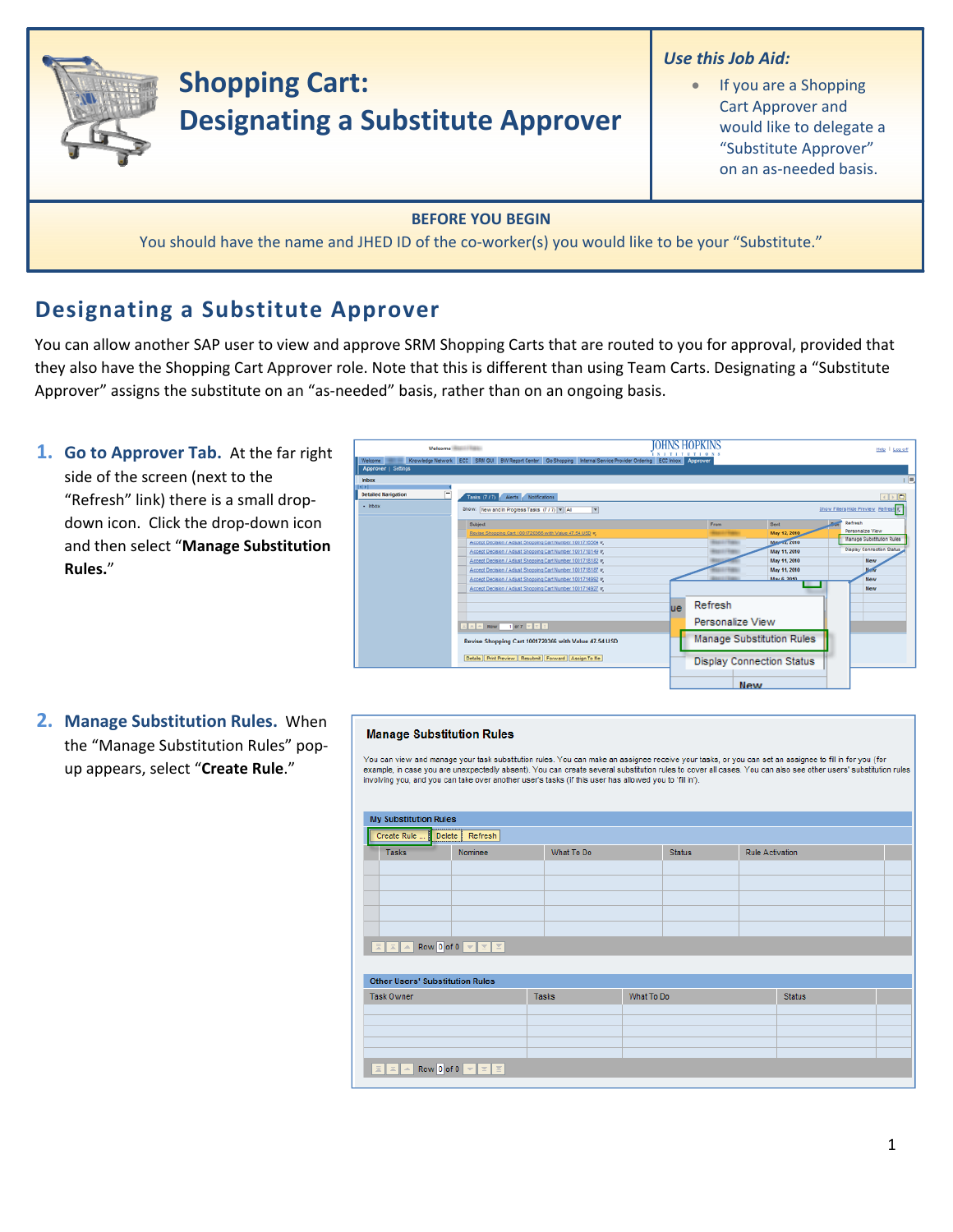# Shopping Cart: Designating a Substitute Approver

*Use this Job Aid:*

- If you are a Shopping Cart Approver and would like to delegate a "Substitute Approver" on an as-needed basis.

**BEFORE YOU BEGIN**

You should have the name and JHED ID of the co-worker(s) you would like to be your "Substitute."

## Designating a Substitute Approver

You can allow another SAP user to view and approve SRM Shopping Carts that are routed to you for approval, provided that they also have the Shopping Cart Approver role. Note that this is different than using Team Carts. Designating a "Substitute Approver" assigns the substitute on an "as-needed" basis, rather than on an ongoing basis.

1. **Go to Approver Tab.** At the far right side of the screen (next to the "Refresh" link) there is a small drop-down icon. Click the drop-down icon and then select "**Manage Substitution Rules.**"

2. **Manage Substitution Rules.** When the "Manage Substitution Rules" pop-up appears, select "**Create Rule.**"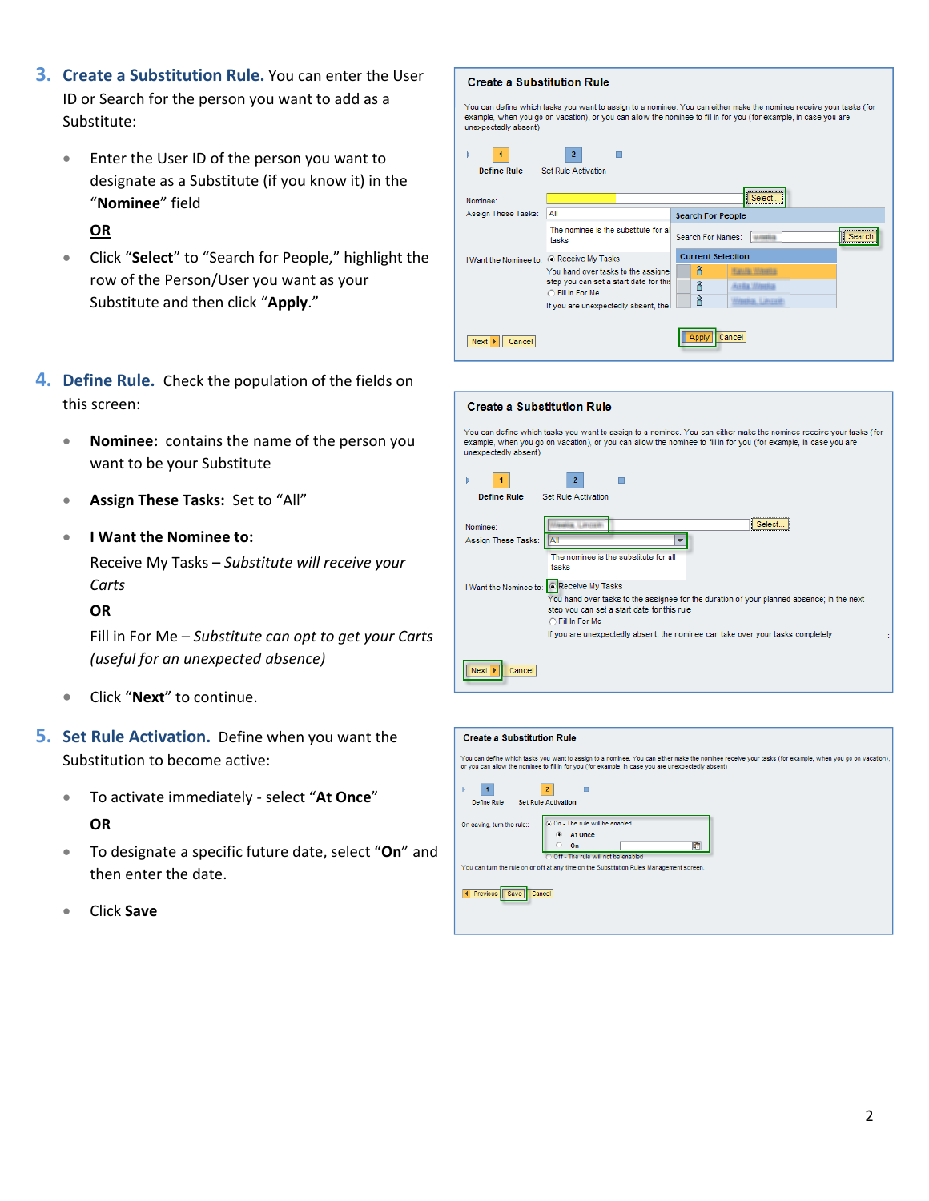3. **Create a Substitution Rule.** You can enter the User ID or Search for the person you want to add as a Substitute:

- Enter the User ID of the person you want to designate as a Substitute (if you know it) in the "**Nominee**" field

  **OR**

- Click "**Select**" to "Search for People," highlight the row of the Person/User you want as your Substitute and then click "**Apply**."

4. **Define Rule.** Check the population of the fields on this screen:

- **Nominee:** contains the name of the person you want to be your Substitute
- **Assign These Tasks:** Set to "All"
- **I Want the Nominee to:**

  Receive My Tasks – *Substitute will receive your Carts*

  **OR**

  Fill in For Me – *Substitute can opt to get your Carts (useful for an unexpected absence)*

- Click "**Next**" to continue.

5. **Set Rule Activation.** Define when you want the Substitution to become active:

- To activate immediately - select "**At Once**"

  **OR**

- To designate a specific future date, select "**On**" and then enter the date.
- Click **Save**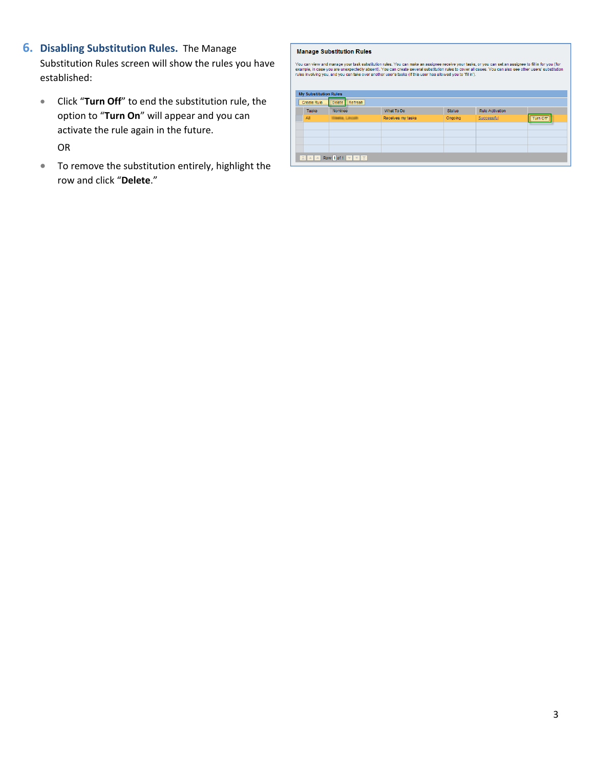6. **Disabling Substitution Rules.** The Manage Substitution Rules screen will show the rules you have established:

- Click "**Turn Off**" to end the substitution rule, the option to "**Turn On**" will appear and you can activate the rule again in the future.

  OR

- To remove the substitution entirely, highlight the row and click "**Delete**."